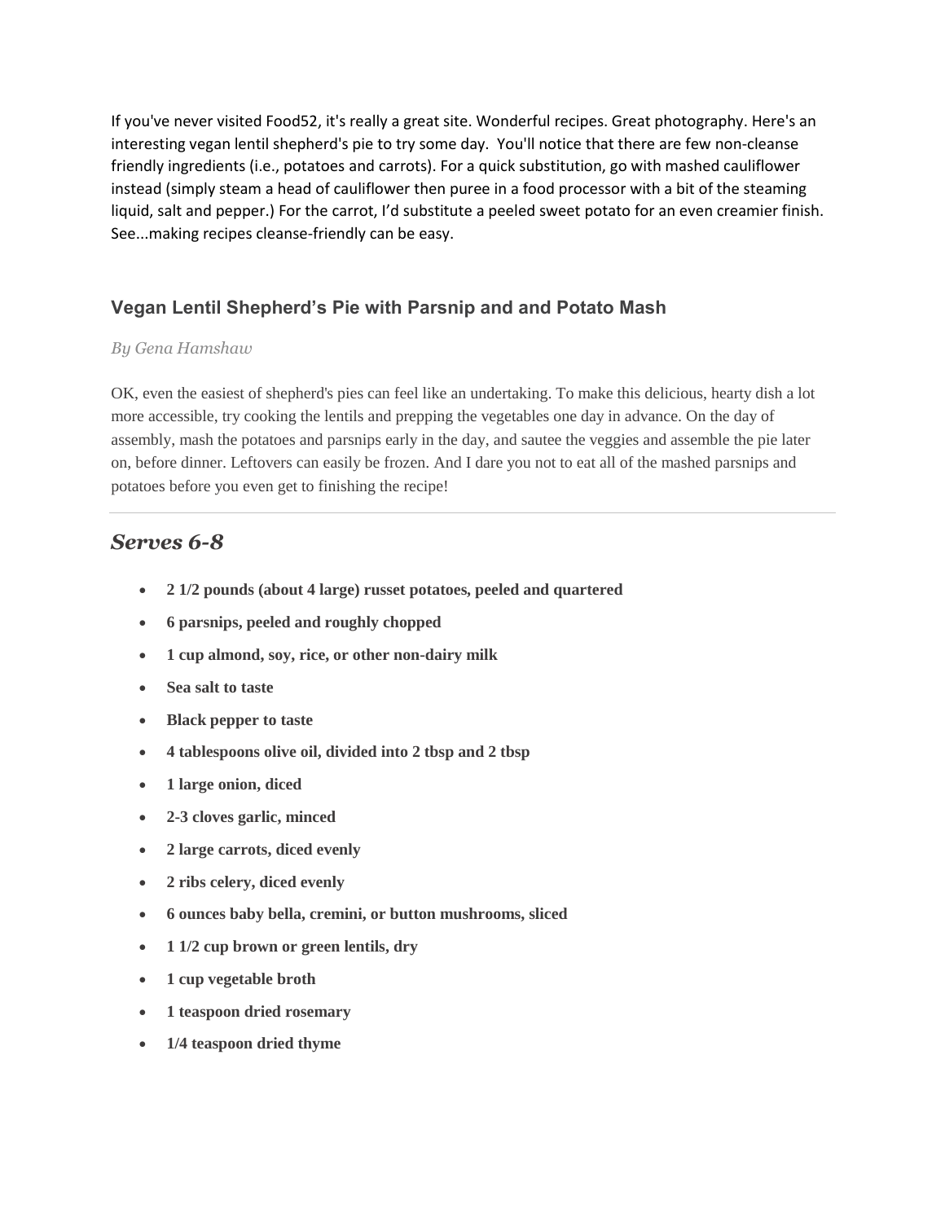If you've never visited Food52, it's really a great site. Wonderful recipes. Great photography. Here's an interesting vegan lentil shepherd's pie to try some day. You'll notice that there are few non-cleanse friendly ingredients (i.e., potatoes and carrots). For a quick substitution, go with mashed cauliflower instead (simply steam a head of cauliflower then puree in a food processor with a bit of the steaming liquid, salt and pepper.) For the carrot, I'd substitute a peeled sweet potato for an even creamier finish. See...making recipes cleanse-friendly can be easy.

### Vegan Lentil Shepherd's Pie with Parsnip and and Potato Mash

*By Gena Hamshaw*

OK, even the easiest of shepherd's pies can feel like an undertaking. To make this delicious, hearty dish a lot more accessible, try cooking the lentils and prepping the vegetables one day in advance. On the day of assembly, mash the potatoes and parsnips early in the day, and sautee the veggies and assemble the pie later on, before dinner. Leftovers can easily be frozen. And I dare you not to eat all of the mashed parsnips and potatoes before you even get to finishing the recipe!

---

## *Serves 6-8*

- **2 1/2 pounds (about 4 large) russet potatoes, peeled and quartered**
- **6 parsnips, peeled and roughly chopped**
- **1 cup almond, soy, rice, or other non-dairy milk**
- **Sea salt to taste**
- **Black pepper to taste**
- **4 tablespoons olive oil, divided into 2 tbsp and 2 tbsp**
- **1 large onion, diced**
- **2-3 cloves garlic, minced**
- **2 large carrots, diced evenly**
- **2 ribs celery, diced evenly**
- **6 ounces baby bella, cremini, or button mushrooms, sliced**
- **1 1/2 cup brown or green lentils, dry**
- **1 cup vegetable broth**
- **1 teaspoon dried rosemary**
- **1/4 teaspoon dried thyme**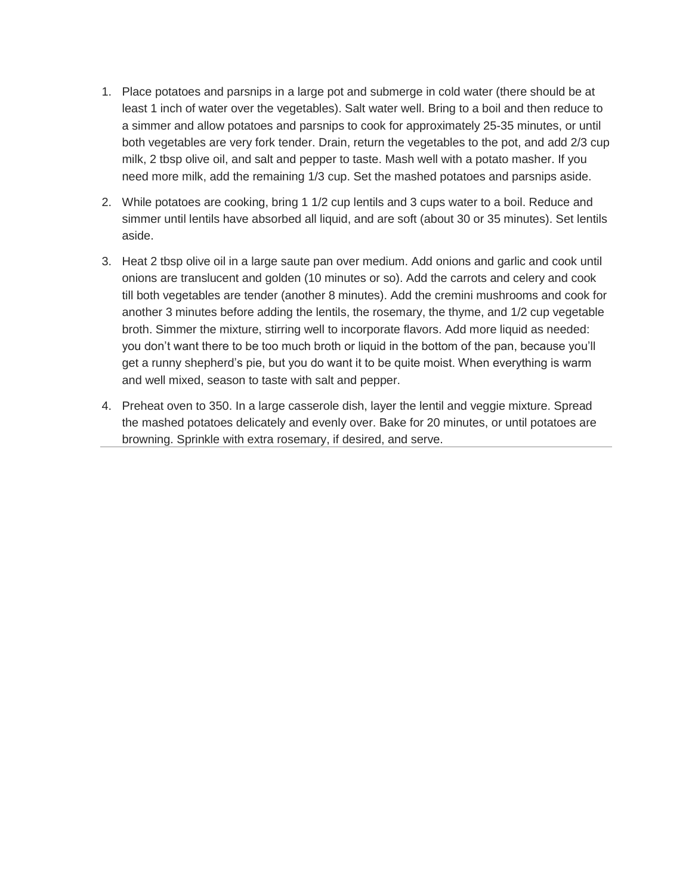1. Place potatoes and parsnips in a large pot and submerge in cold water (there should be at least 1 inch of water over the vegetables). Salt water well. Bring to a boil and then reduce to a simmer and allow potatoes and parsnips to cook for approximately 25-35 minutes, or until both vegetables are very fork tender. Drain, return the vegetables to the pot, and add 2/3 cup milk, 2 tbsp olive oil, and salt and pepper to taste. Mash well with a potato masher. If you need more milk, add the remaining 1/3 cup. Set the mashed potatoes and parsnips aside.
2. While potatoes are cooking, bring 1 1/2 cup lentils and 3 cups water to a boil. Reduce and simmer until lentils have absorbed all liquid, and are soft (about 30 or 35 minutes). Set lentils aside.
3. Heat 2 tbsp olive oil in a large saute pan over medium. Add onions and garlic and cook until onions are translucent and golden (10 minutes or so). Add the carrots and celery and cook till both vegetables are tender (another 8 minutes). Add the cremini mushrooms and cook for another 3 minutes before adding the lentils, the rosemary, the thyme, and 1/2 cup vegetable broth. Simmer the mixture, stirring well to incorporate flavors. Add more liquid as needed: you don't want there to be too much broth or liquid in the bottom of the pan, because you'll get a runny shepherd's pie, but you do want it to be quite moist. When everything is warm and well mixed, season to taste with salt and pepper.
4. Preheat oven to 350. In a large casserole dish, layer the lentil and veggie mixture. Spread the mashed potatoes delicately and evenly over. Bake for 20 minutes, or until potatoes are browning. Sprinkle with extra rosemary, if desired, and serve.